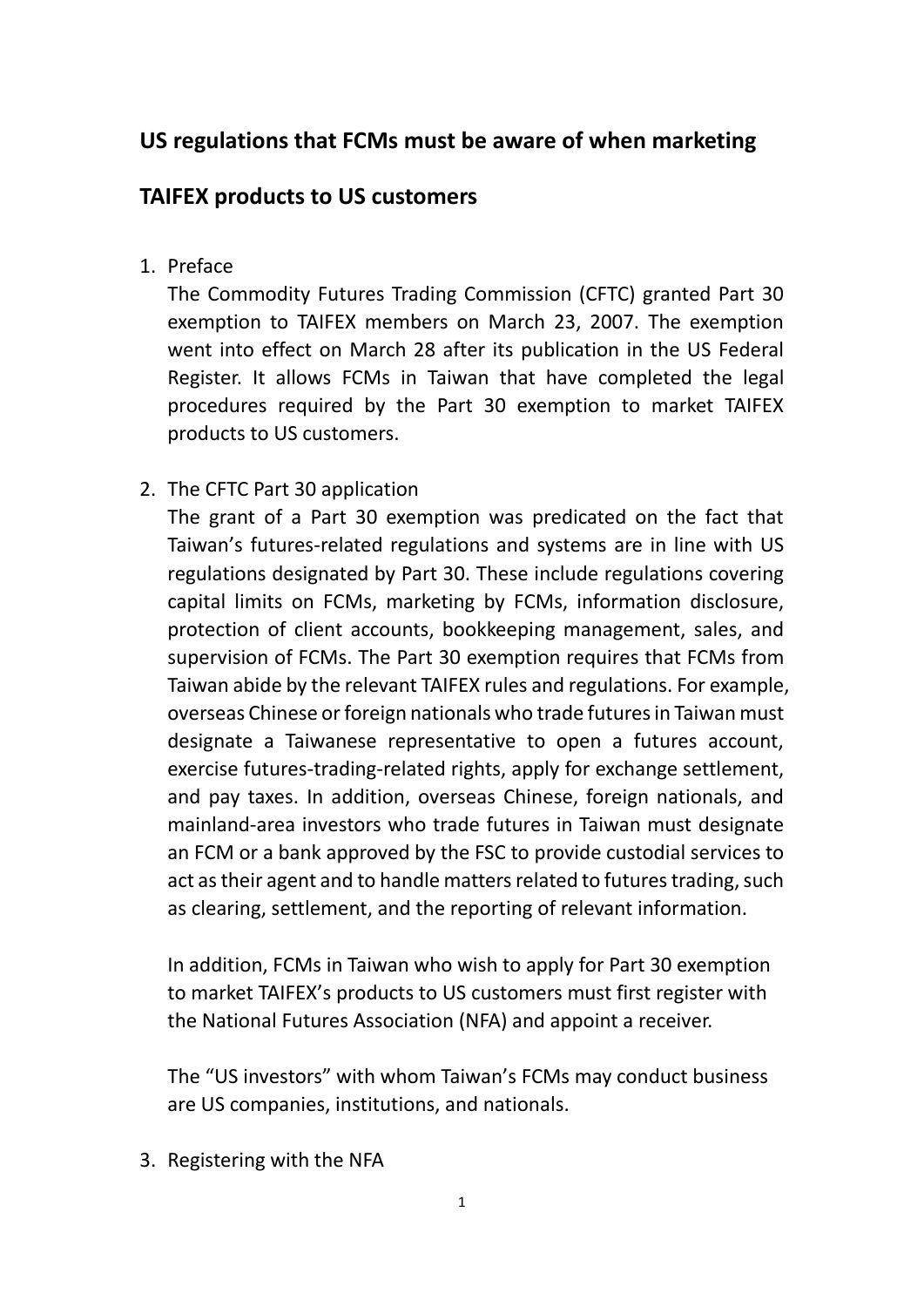## US regulations that FCMs must be aware of when marketing TAIFEX products to US customers

1. Preface

   The Commodity Futures Trading Commission (CFTC) granted Part 30 exemption to TAIFEX members on March 23, 2007. The exemption went into effect on March 28 after its publication in the US Federal Register. It allows FCMs in Taiwan that have completed the legal procedures required by the Part 30 exemption to market TAIFEX products to US customers.

2. The CFTC Part 30 application

   The grant of a Part 30 exemption was predicated on the fact that Taiwan's futures-related regulations and systems are in line with US regulations designated by Part 30. These include regulations covering capital limits on FCMs, marketing by FCMs, information disclosure, protection of client accounts, bookkeeping management, sales, and supervision of FCMs. The Part 30 exemption requires that FCMs from Taiwan abide by the relevant TAIFEX rules and regulations. For example, overseas Chinese or foreign nationals who trade futures in Taiwan must designate a Taiwanese representative to open a futures account, exercise futures-trading-related rights, apply for exchange settlement, and pay taxes. In addition, overseas Chinese, foreign nationals, and mainland-area investors who trade futures in Taiwan must designate an FCM or a bank approved by the FSC to provide custodial services to act as their agent and to handle matters related to futures trading, such as clearing, settlement, and the reporting of relevant information.

   In addition, FCMs in Taiwan who wish to apply for Part 30 exemption to market TAIFEX's products to US customers must first register with the National Futures Association (NFA) and appoint a receiver.

   The "US investors" with whom Taiwan's FCMs may conduct business are US companies, institutions, and nationals.

3. Registering with the NFA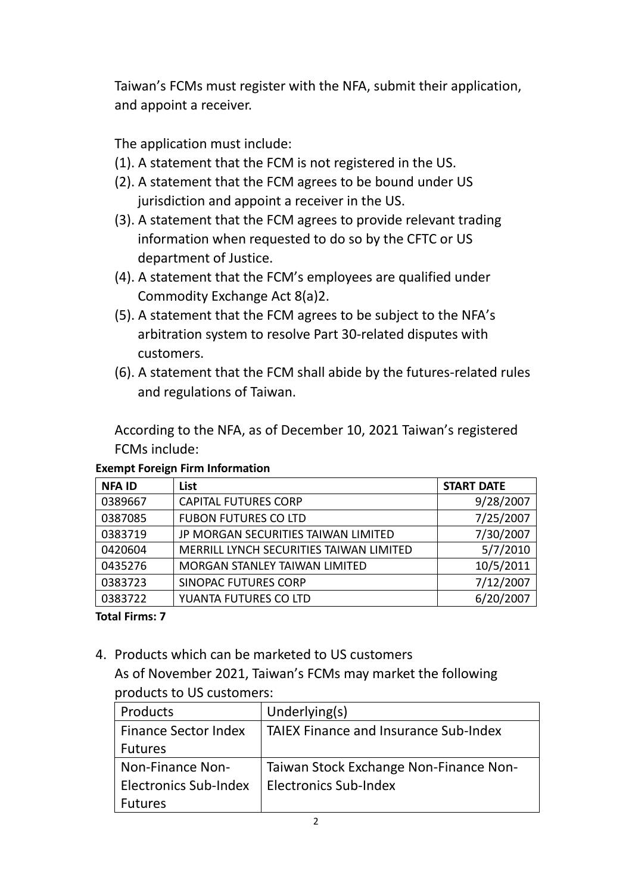Taiwan's FCMs must register with the NFA, submit their application, and appoint a receiver.

The application must include:

(1). A statement that the FCM is not registered in the US.

(2). A statement that the FCM agrees to be bound under US jurisdiction and appoint a receiver in the US.

(3). A statement that the FCM agrees to provide relevant trading information when requested to do so by the CFTC or US department of Justice.

(4). A statement that the FCM's employees are qualified under Commodity Exchange Act 8(a)2.

(5). A statement that the FCM agrees to be subject to the NFA's arbitration system to resolve Part 30-related disputes with customers.

(6). A statement that the FCM shall abide by the futures-related rules and regulations of Taiwan.

According to the NFA, as of December 10, 2021 Taiwan's registered FCMs include:

**Exempt Foreign Firm Information**

| NFA ID | List | START DATE |
|---|---|---|
| 0389667 | CAPITAL FUTURES CORP | 9/28/2007 |
| 0387085 | FUBON FUTURES CO LTD | 7/25/2007 |
| 0383719 | JP MORGAN SECURITIES TAIWAN LIMITED | 7/30/2007 |
| 0420604 | MERRILL LYNCH SECURITIES TAIWAN LIMITED | 5/7/2010 |
| 0435276 | MORGAN STANLEY TAIWAN LIMITED | 10/5/2011 |
| 0383723 | SINOPAC FUTURES CORP | 7/12/2007 |
| 0383722 | YUANTA FUTURES CO LTD | 6/20/2007 |

**Total Firms: 7**

4. Products which can be marketed to US customers

   As of November 2021, Taiwan's FCMs may market the following products to US customers:

| Products | Underlying(s) |
|---|---|
| Finance Sector Index Futures | TAIEX Finance and Insurance Sub-Index |
| Non-Finance Non-Electronics Sub-Index Futures | Taiwan Stock Exchange Non-Finance Non-Electronics Sub-Index |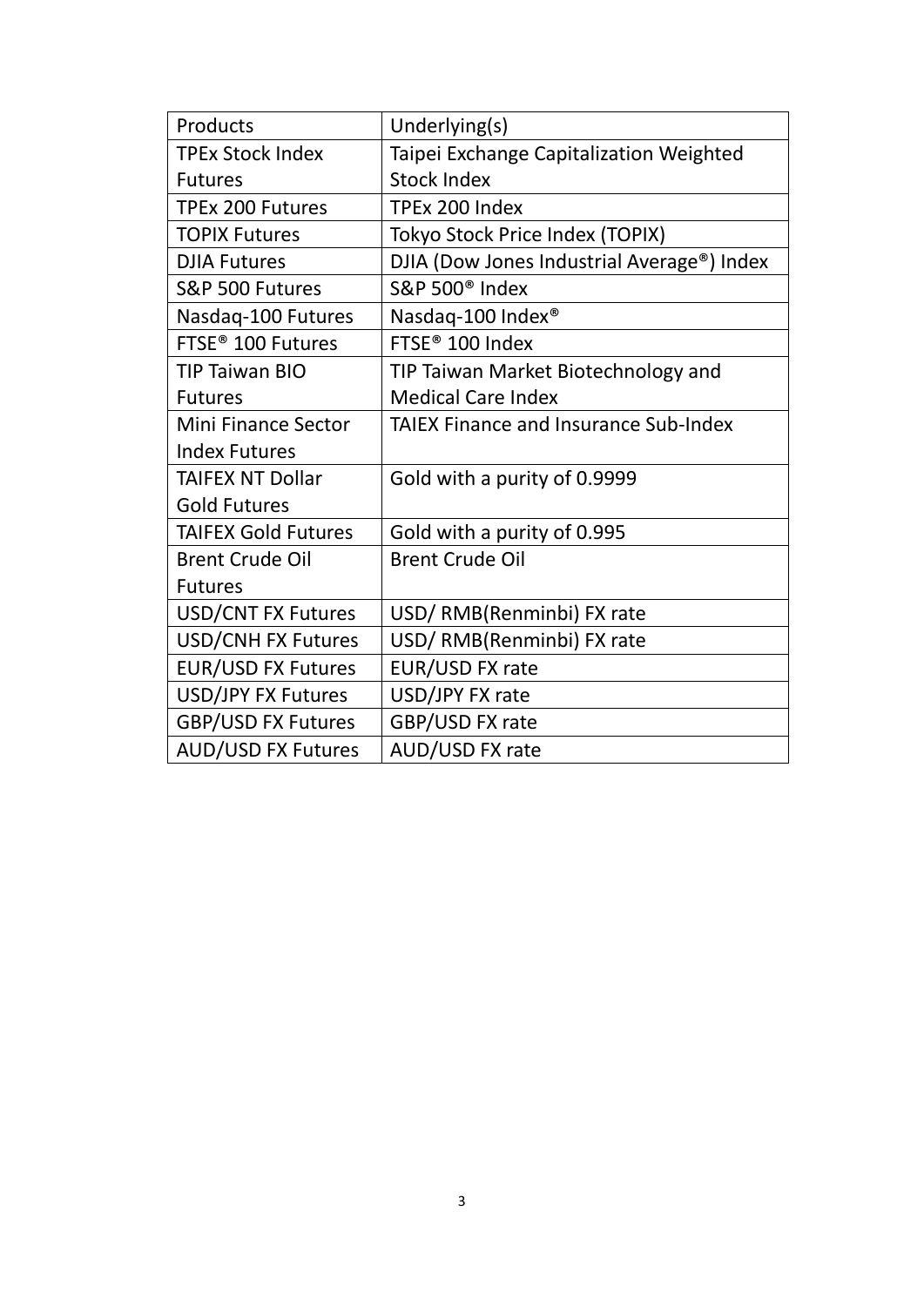| Products | Underlying(s) |
| --- | --- |
| TPEx Stock Index Futures | Taipei Exchange Capitalization Weighted Stock Index |
| TPEx 200 Futures | TPEx 200 Index |
| TOPIX Futures | Tokyo Stock Price Index (TOPIX) |
| DJIA Futures | DJIA (Dow Jones Industrial Average®) Index |
| S&P 500 Futures | S&P 500® Index |
| Nasdaq-100 Futures | Nasdaq-100 Index® |
| FTSE® 100 Futures | FTSE® 100 Index |
| TIP Taiwan BIO Futures | TIP Taiwan Market Biotechnology and Medical Care Index |
| Mini Finance Sector Index Futures | TAIEX Finance and Insurance Sub-Index |
| TAIFEX NT Dollar Gold Futures | Gold with a purity of 0.9999 |
| TAIFEX Gold Futures | Gold with a purity of 0.995 |
| Brent Crude Oil Futures | Brent Crude Oil |
| USD/CNT FX Futures | USD/ RMB(Renminbi) FX rate |
| USD/CNH FX Futures | USD/ RMB(Renminbi) FX rate |
| EUR/USD FX Futures | EUR/USD FX rate |
| USD/JPY FX Futures | USD/JPY FX rate |
| GBP/USD FX Futures | GBP/USD FX rate |
| AUD/USD FX Futures | AUD/USD FX rate |